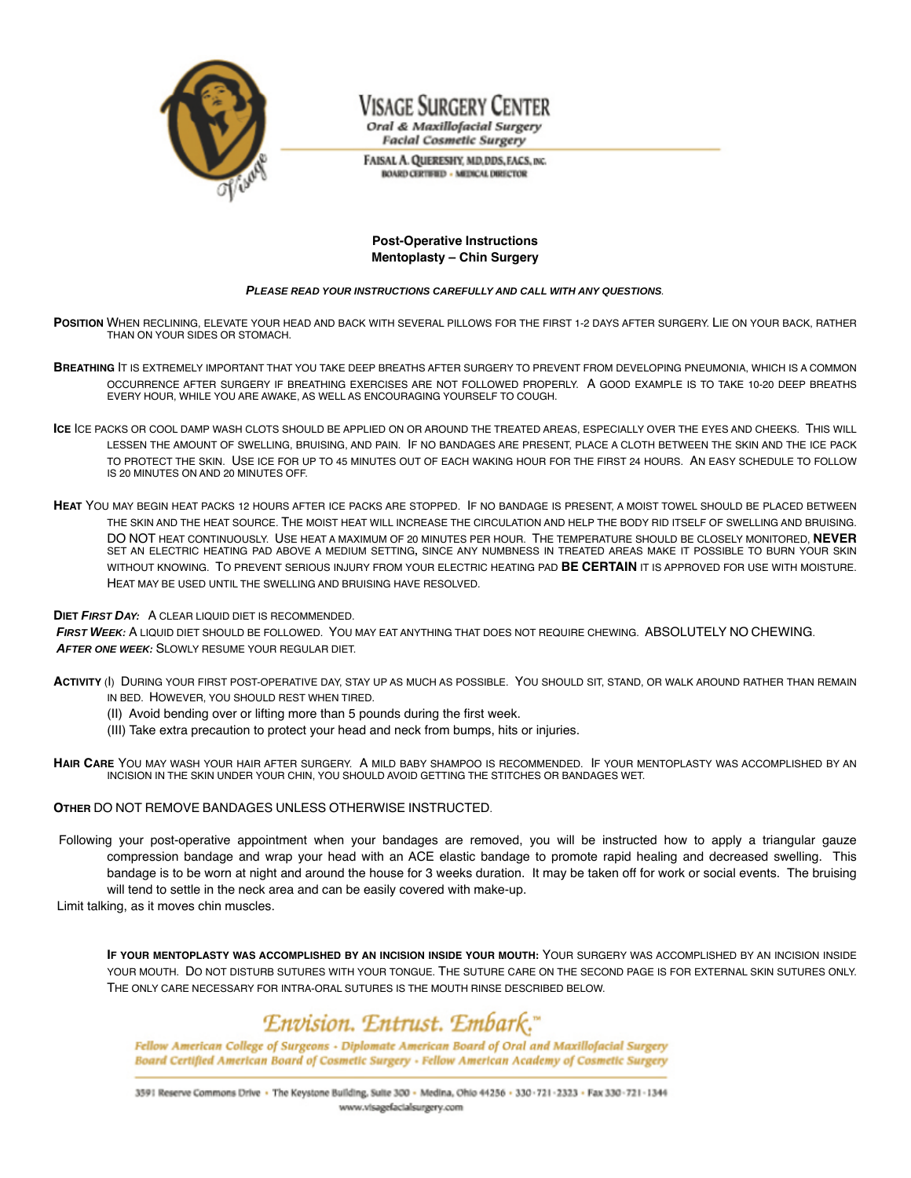# VISAGE SURGERY CENTER

*Oral & Maxillofacial Surgery*
*Facial Cosmetic Surgery*

FAISAL A. QUERESHY, MD, DDS, FACS, INC.
BOARD CERTIFIED • MEDICAL DIRECTOR

## Post-Operative Instructions
## Mentoplasty – Chin Surgery

***PLEASE READ YOUR INSTRUCTIONS CAREFULLY AND CALL WITH ANY QUESTIONS.***

**POSITION** WHEN RECLINING, ELEVATE YOUR HEAD AND BACK WITH SEVERAL PILLOWS FOR THE FIRST 1-2 DAYS AFTER SURGERY. LIE ON YOUR BACK, RATHER THAN ON YOUR SIDES OR STOMACH.

**BREATHING** IT IS EXTREMELY IMPORTANT THAT YOU TAKE DEEP BREATHS AFTER SURGERY TO PREVENT FROM DEVELOPING PNEUMONIA, WHICH IS A COMMON OCCURRENCE AFTER SURGERY IF BREATHING EXERCISES ARE NOT FOLLOWED PROPERLY. A GOOD EXAMPLE IS TO TAKE 10-20 DEEP BREATHS EVERY HOUR, WHILE YOU ARE AWAKE, AS WELL AS ENCOURAGING YOURSELF TO COUGH.

**ICE** ICE PACKS OR COOL DAMP WASH CLOTS SHOULD BE APPLIED ON OR AROUND THE TREATED AREAS, ESPECIALLY OVER THE EYES AND CHEEKS. THIS WILL LESSEN THE AMOUNT OF SWELLING, BRUISING, AND PAIN. IF NO BANDAGES ARE PRESENT, PLACE A CLOTH BETWEEN THE SKIN AND THE ICE PACK TO PROTECT THE SKIN. USE ICE FOR UP TO 45 MINUTES OUT OF EACH WAKING HOUR FOR THE FIRST 24 HOURS. AN EASY SCHEDULE TO FOLLOW IS 20 MINUTES ON AND 20 MINUTES OFF.

**HEAT** YOU MAY BEGIN HEAT PACKS 12 HOURS AFTER ICE PACKS ARE STOPPED. IF NO BANDAGE IS PRESENT, A MOIST TOWEL SHOULD BE PLACED BETWEEN THE SKIN AND THE HEAT SOURCE. THE MOIST HEAT WILL INCREASE THE CIRCULATION AND HELP THE BODY RID ITSELF OF SWELLING AND BRUISING. DO NOT HEAT CONTINUOUSLY. USE HEAT A MAXIMUM OF 20 MINUTES PER HOUR. THE TEMPERATURE SHOULD BE CLOSELY MONITORED, **NEVER** SET AN ELECTRIC HEATING PAD ABOVE A MEDIUM SETTING**,** SINCE ANY NUMBNESS IN TREATED AREAS MAKE IT POSSIBLE TO BURN YOUR SKIN WITHOUT KNOWING. TO PREVENT SERIOUS INJURY FROM YOUR ELECTRIC HEATING PAD **BE CERTAIN** IT IS APPROVED FOR USE WITH MOISTURE. HEAT MAY BE USED UNTIL THE SWELLING AND BRUISING HAVE RESOLVED.

**DIET *FIRST DAY:*** A CLEAR LIQUID DIET IS RECOMMENDED.
***FIRST WEEK:*** A LIQUID DIET SHOULD BE FOLLOWED. YOU MAY EAT ANYTHING THAT DOES NOT REQUIRE CHEWING. ABSOLUTELY NO CHEWING.
***AFTER ONE WEEK:*** SLOWLY RESUME YOUR REGULAR DIET.

**ACTIVITY** (I) DURING YOUR FIRST POST-OPERATIVE DAY, STAY UP AS MUCH AS POSSIBLE. YOU SHOULD SIT, STAND, OR WALK AROUND RATHER THAN REMAIN IN BED. HOWEVER, YOU SHOULD REST WHEN TIRED.
(II) Avoid bending over or lifting more than 5 pounds during the first week.
(III) Take extra precaution to protect your head and neck from bumps, hits or injuries.

**HAIR CARE** YOU MAY WASH YOUR HAIR AFTER SURGERY. A MILD BABY SHAMPOO IS RECOMMENDED. IF YOUR MENTOPLASTY WAS ACCOMPLISHED BY AN INCISION IN THE SKIN UNDER YOUR CHIN, YOU SHOULD AVOID GETTING THE STITCHES OR BANDAGES WET.

**OTHER** DO NOT REMOVE BANDAGES UNLESS OTHERWISE INSTRUCTED.

Following your post-operative appointment when your bandages are removed, you will be instructed how to apply a triangular gauze compression bandage and wrap your head with an ACE elastic bandage to promote rapid healing and decreased swelling. This bandage is to be worn at night and around the house for 3 weeks duration. It may be taken off for work or social events. The bruising will tend to settle in the neck area and can be easily covered with make-up.

Limit talking, as it moves chin muscles.

**IF YOUR MENTOPLASTY WAS ACCOMPLISHED BY AN INCISION INSIDE YOUR MOUTH:** YOUR SURGERY WAS ACCOMPLISHED BY AN INCISION INSIDE YOUR MOUTH. DO NOT DISTURB SUTURES WITH YOUR TONGUE. THE SUTURE CARE ON THE SECOND PAGE IS FOR EXTERNAL SKIN SUTURES ONLY. THE ONLY CARE NECESSARY FOR INTRA-ORAL SUTURES IS THE MOUTH RINSE DESCRIBED BELOW.

*Envision. Entrust. Embark.*™

*Fellow American College of Surgeons • Diplomate American Board of Oral and Maxillofacial Surgery*
*Board Certified American Board of Cosmetic Surgery • Fellow American Academy of Cosmetic Surgery*

3591 Reserve Commons Drive • The Keystone Building, Suite 300 • Medina, Ohio 44256 • 330-721-2323 • Fax 330-721-1344
www.visagefacialsurgery.com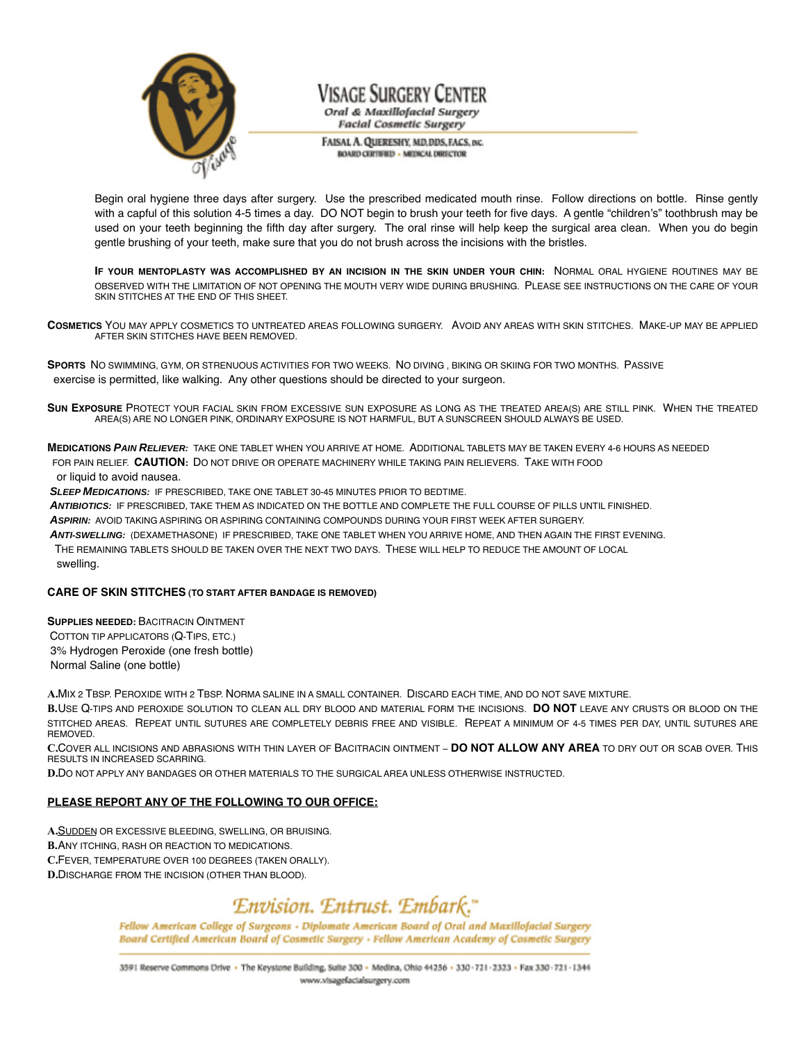Begin oral hygiene three days after surgery. Use the prescribed medicated mouth rinse. Follow directions on bottle. Rinse gently with a capful of this solution 4-5 times a day. DO NOT begin to brush your teeth for five days. A gentle "children's" toothbrush may be used on your teeth beginning the fifth day after surgery. The oral rinse will help keep the surgical area clean. When you do begin gentle brushing of your teeth, make sure that you do not brush across the incisions with the bristles.

**If your mentoplasty was accomplished by an incision in the skin under your chin:** Normal oral hygiene routines may be observed with the limitation of not opening the mouth very wide during brushing. Please see instructions on the care of your skin stitches at the end of this sheet.

**Cosmetics** You may apply cosmetics to untreated areas following surgery. Avoid any areas with skin stitches. Make-up may be applied after skin stitches have been removed.

**Sports** No swimming, gym, or strenuous activities for two weeks. No diving , biking or skiing for two months. Passive exercise is permitted, like walking. Any other questions should be directed to your surgeon.

**Sun Exposure** Protect your facial skin from excessive sun exposure as long as the treated area(s) are still pink. When the treated area(s) are no longer pink, ordinary exposure is not harmful, but a sunscreen should always be used.

**Medications** ***Pain Reliever:*** Take one tablet when you arrive at home. Additional tablets may be taken every 4-6 hours as needed for pain relief. **CAUTION:** Do not drive or operate machinery while taking pain relievers. Take with food or liquid to avoid nausea.

***Sleep Medications:*** If prescribed, take one tablet 30-45 minutes prior to bedtime.

***Antibiotics:*** If prescribed, take them as indicated on the bottle and complete the full course of pills until finished.

***Aspirin:*** Avoid taking aspiring or aspiring containing compounds during your first week after surgery.

***Anti-Swelling:*** (Dexamethasone) If prescribed, take one tablet when you arrive home, and then again the first evening. The remaining tablets should be taken over the next two days. These will help to reduce the amount of local swelling.

## CARE OF SKIN STITCHES (TO START AFTER BANDAGE IS REMOVED)

**Supplies needed:** Bacitracin Ointment
Cotton tip applicators (Q-Tips, etc.)
3% Hydrogen Peroxide (one fresh bottle)
Normal Saline (one bottle)

**A.** Mix 2 Tbsp. Peroxide with 2 Tbsp. Norma saline in a small container. Discard each time, and do not save mixture.

**B.** Use Q-tips and peroxide solution to clean all dry blood and material form the incisions. **DO NOT** leave any crusts or blood on the stitched areas. Repeat until sutures are completely debris free and visible. Repeat a minimum of 4-5 times per day, until sutures are removed.

**C.** Cover all incisions and abrasions with thin layer of Bacitracin ointment – **DO NOT ALLOW ANY AREA** to dry out or scab over. This results in increased scarring.

**D.** Do not apply any bandages or other materials to the surgical area unless otherwise instructed.

## PLEASE REPORT ANY OF THE FOLLOWING TO OUR OFFICE:

**A.** Sudden or excessive bleeding, swelling, or bruising.
**B.** Any itching, rash or reaction to medications.
**C.** Fever, temperature over 100 degrees (taken orally).
**D.** Discharge from the incision (other than blood).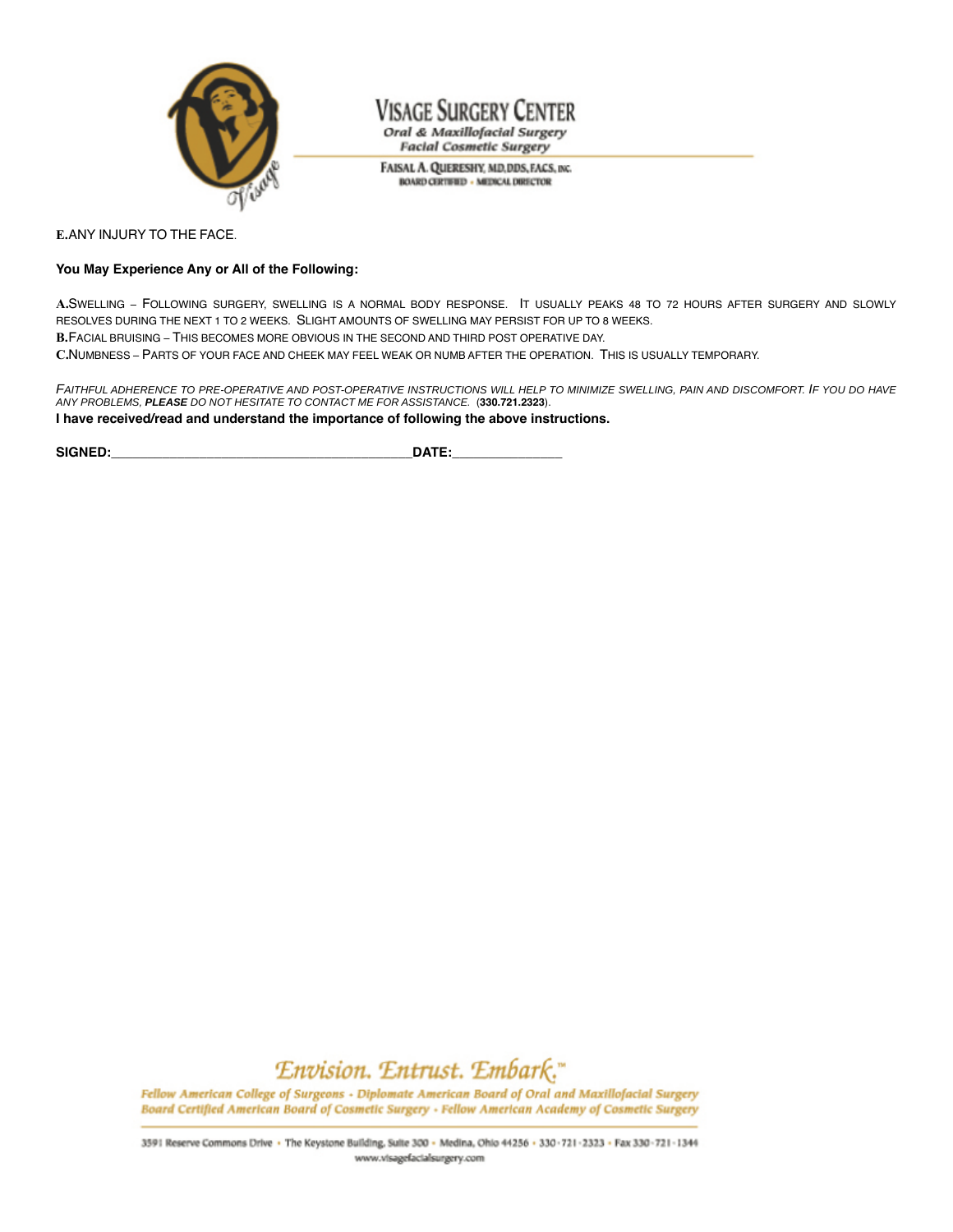E. ANY INJURY TO THE FACE.

**You May Experience Any or All of the Following:**

A. SWELLING – FOLLOWING SURGERY, SWELLING IS A NORMAL BODY RESPONSE. IT USUALLY PEAKS 48 TO 72 HOURS AFTER SURGERY AND SLOWLY RESOLVES DURING THE NEXT 1 TO 2 WEEKS. SLIGHT AMOUNTS OF SWELLING MAY PERSIST FOR UP TO 8 WEEKS.

B. FACIAL BRUISING – THIS BECOMES MORE OBVIOUS IN THE SECOND AND THIRD POST OPERATIVE DAY.

C. NUMBNESS – PARTS OF YOUR FACE AND CHEEK MAY FEEL WEAK OR NUMB AFTER THE OPERATION. THIS IS USUALLY TEMPORARY.

*FAITHFUL ADHERENCE TO PRE-OPERATIVE AND POST-OPERATIVE INSTRUCTIONS WILL HELP TO MINIMIZE SWELLING, PAIN AND DISCOMFORT. IF YOU DO HAVE ANY PROBLEMS, **PLEASE** DO NOT HESITATE TO CONTACT ME FOR ASSISTANCE.* (**330.721.2323**).

**I have received/read and understand the importance of following the above instructions.**

**SIGNED:**_________________________________________**DATE:**_______________